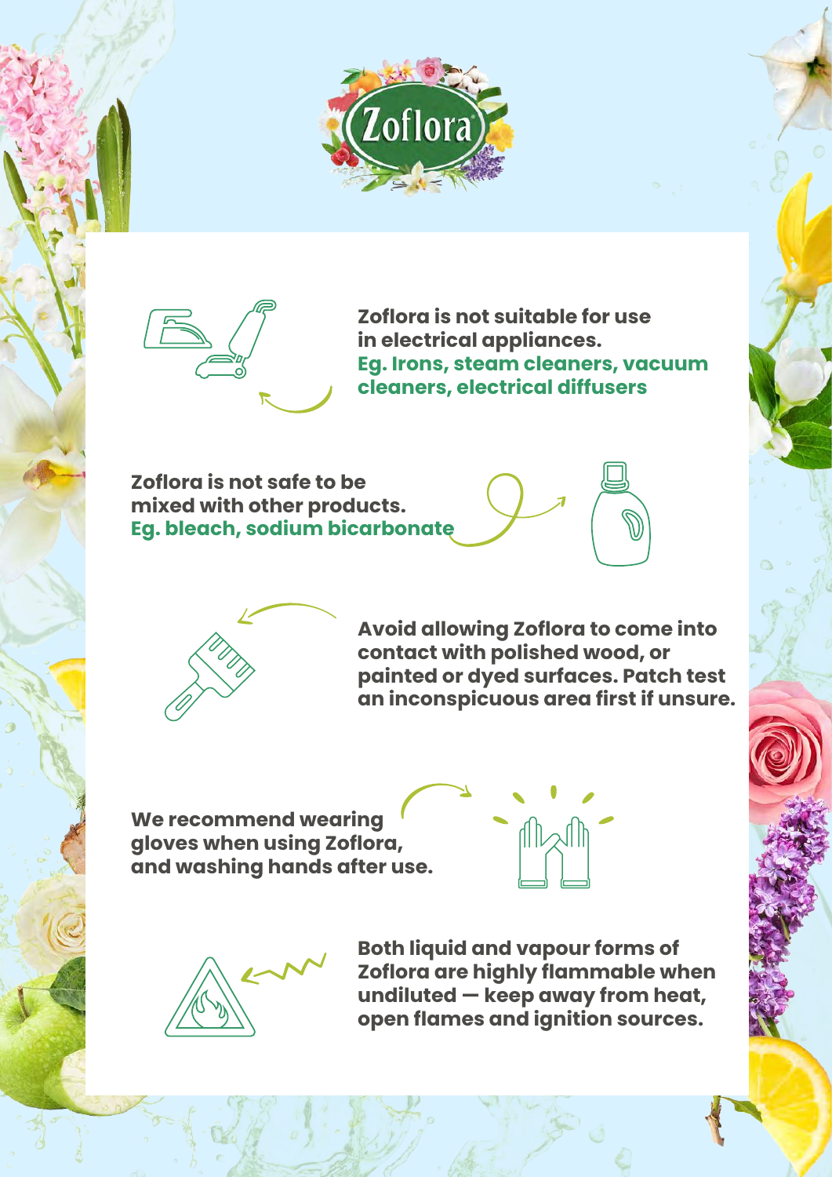Zoflora

**Zoflora is not suitable for use in electrical appliances.**
**Eg. Irons, steam cleaners, vacuum cleaners, electrical diffusers**

**Zoflora is not safe to be mixed with other products.**
**Eg. bleach, sodium bicarbonate**

**Avoid allowing Zoflora to come into contact with polished wood, or painted or dyed surfaces. Patch test an inconspicuous area first if unsure.**

**We recommend wearing gloves when using Zoflora, and washing hands after use.**

**Both liquid and vapour forms of Zoflora are highly flammable when undiluted — keep away from heat, open flames and ignition sources.**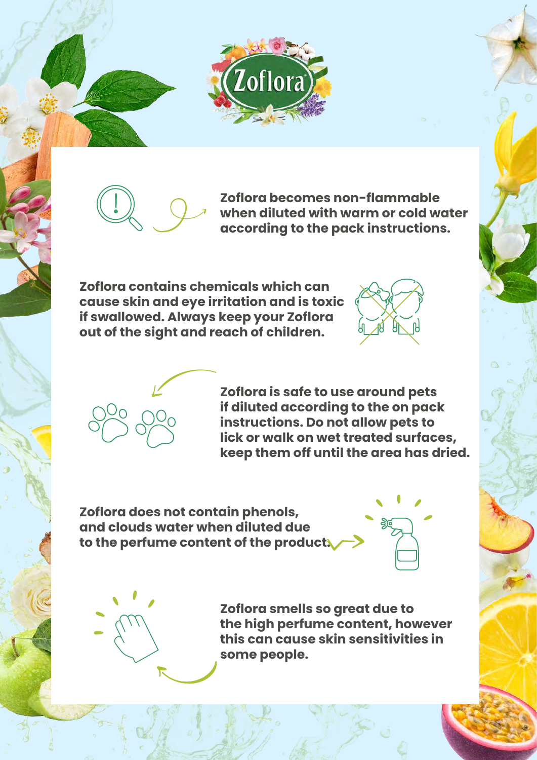**Zoflora becomes non-flammable when diluted with warm or cold water according to the pack instructions.**

**Zoflora contains chemicals which can cause skin and eye irritation and is toxic if swallowed. Always keep your Zoflora out of the sight and reach of children.**

**Zoflora is safe to use around pets if diluted according to the on pack instructions. Do not allow pets to lick or walk on wet treated surfaces, keep them off until the area has dried.**

**Zoflora does not contain phenols, and clouds water when diluted due to the perfume content of the product.**

**Zoflora smells so great due to the high perfume content, however this can cause skin sensitivities in some people.**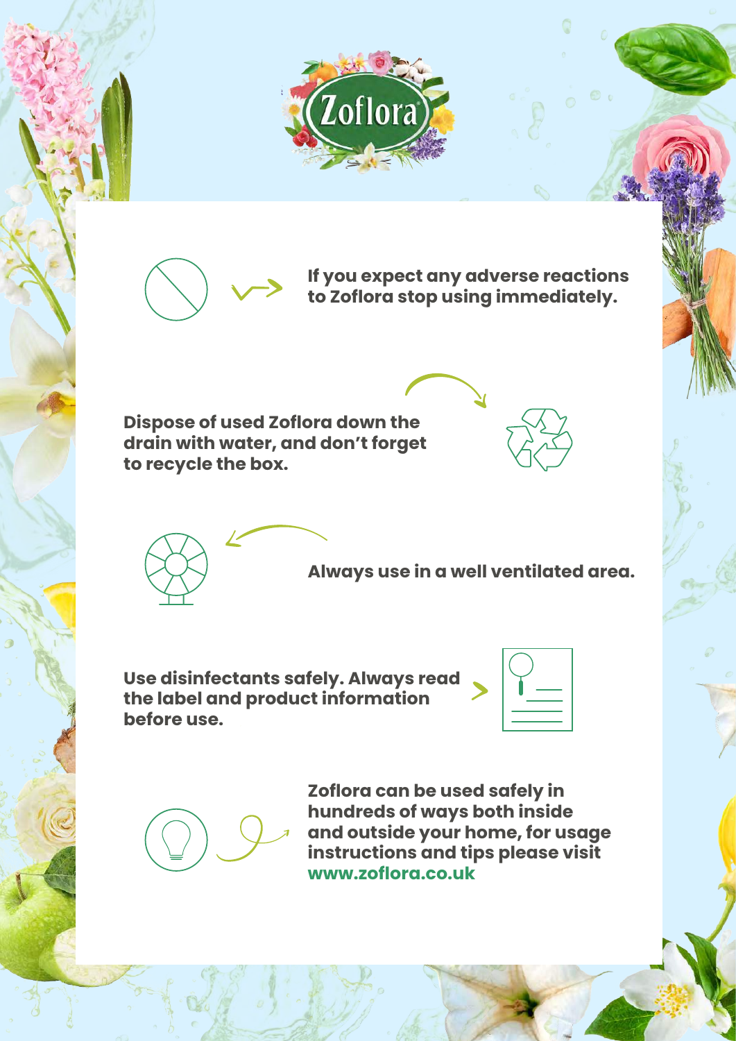Zoflora

**If you expect any adverse reactions to Zoflora stop using immediately.**

**Dispose of used Zoflora down the drain with water, and don't forget to recycle the box.**

**Always use in a well ventilated area.**

**Use disinfectants safely. Always read the label and product information before use.**

**Zoflora can be used safely in hundreds of ways both inside and outside your home, for usage instructions and tips please visit www.zoflora.co.uk**